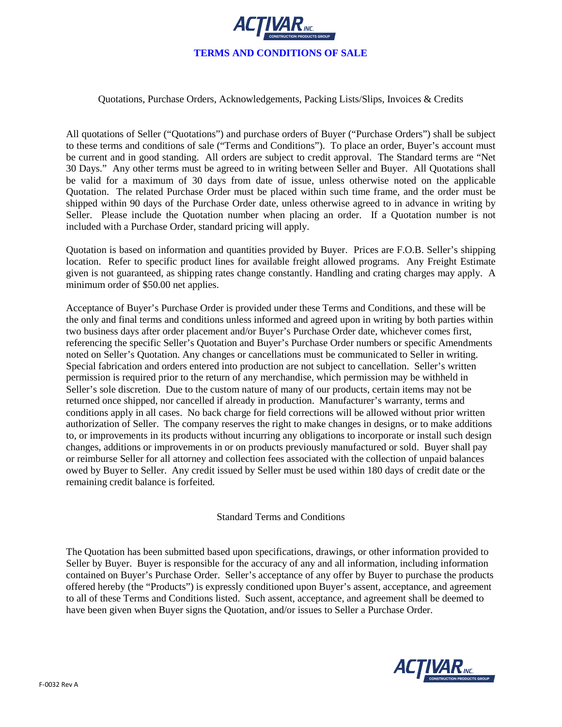# TERMS AND CONDITIONS OF SALE

## Quotations, Purchase Orders, Acknowledgements, Packing Lists/Slips, Invoices & Credits

All quotations of Seller ("Quotations") and purchase orders of Buyer ("Purchase Orders") shall be subject to these terms and conditions of sale ("Terms and Conditions"). To place an order, Buyer's account must be current and in good standing. All orders are subject to credit approval. The Standard terms are "Net 30 Days." Any other terms must be agreed to in writing between Seller and Buyer. All Quotations shall be valid for a maximum of 30 days from date of issue, unless otherwise noted on the applicable Quotation. The related Purchase Order must be placed within such time frame, and the order must be shipped within 90 days of the Purchase Order date, unless otherwise agreed to in advance in writing by Seller. Please include the Quotation number when placing an order. If a Quotation number is not included with a Purchase Order, standard pricing will apply.

Quotation is based on information and quantities provided by Buyer. Prices are F.O.B. Seller's shipping location. Refer to specific product lines for available freight allowed programs. Any Freight Estimate given is not guaranteed, as shipping rates change constantly. Handling and crating charges may apply. A minimum order of $50.00 net applies.

Acceptance of Buyer's Purchase Order is provided under these Terms and Conditions, and these will be the only and final terms and conditions unless informed and agreed upon in writing by both parties within two business days after order placement and/or Buyer's Purchase Order date, whichever comes first, referencing the specific Seller's Quotation and Buyer's Purchase Order numbers or specific Amendments noted on Seller's Quotation. Any changes or cancellations must be communicated to Seller in writing. Special fabrication and orders entered into production are not subject to cancellation. Seller's written permission is required prior to the return of any merchandise, which permission may be withheld in Seller's sole discretion. Due to the custom nature of many of our products, certain items may not be returned once shipped, nor cancelled if already in production. Manufacturer's warranty, terms and conditions apply in all cases. No back charge for field corrections will be allowed without prior written authorization of Seller. The company reserves the right to make changes in designs, or to make additions to, or improvements in its products without incurring any obligations to incorporate or install such design changes, additions or improvements in or on products previously manufactured or sold. Buyer shall pay or reimburse Seller for all attorney and collection fees associated with the collection of unpaid balances owed by Buyer to Seller. Any credit issued by Seller must be used within 180 days of credit date or the remaining credit balance is forfeited.

## Standard Terms and Conditions

The Quotation has been submitted based upon specifications, drawings, or other information provided to Seller by Buyer. Buyer is responsible for the accuracy of any and all information, including information contained on Buyer's Purchase Order. Seller's acceptance of any offer by Buyer to purchase the products offered hereby (the "Products") is expressly conditioned upon Buyer's assent, acceptance, and agreement to all of these Terms and Conditions listed. Such assent, acceptance, and agreement shall be deemed to have been given when Buyer signs the Quotation, and/or issues to Seller a Purchase Order.

F-0032 Rev A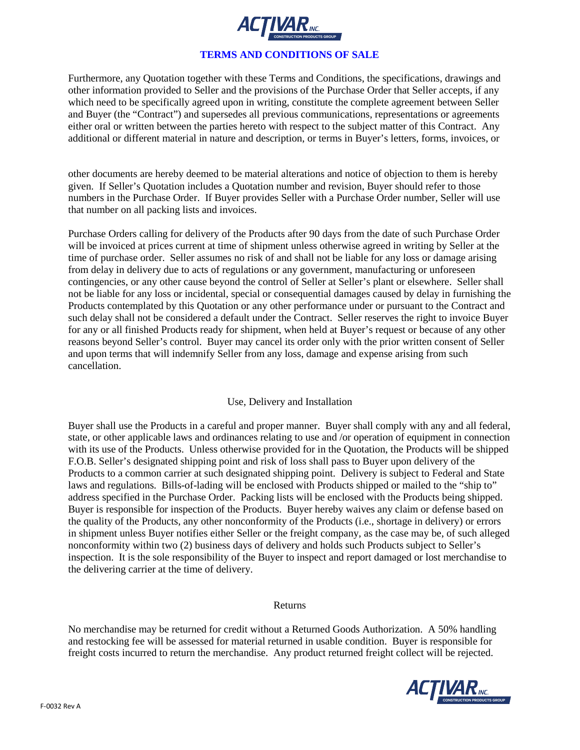# TERMS AND CONDITIONS OF SALE

Furthermore, any Quotation together with these Terms and Conditions, the specifications, drawings and other information provided to Seller and the provisions of the Purchase Order that Seller accepts, if any which need to be specifically agreed upon in writing, constitute the complete agreement between Seller and Buyer (the "Contract") and supersedes all previous communications, representations or agreements either oral or written between the parties hereto with respect to the subject matter of this Contract. Any additional or different material in nature and description, or terms in Buyer's letters, forms, invoices, or other documents are hereby deemed to be material alterations and notice of objection to them is hereby given. If Seller's Quotation includes a Quotation number and revision, Buyer should refer to those numbers in the Purchase Order. If Buyer provides Seller with a Purchase Order number, Seller will use that number on all packing lists and invoices.

Purchase Orders calling for delivery of the Products after 90 days from the date of such Purchase Order will be invoiced at prices current at time of shipment unless otherwise agreed in writing by Seller at the time of purchase order. Seller assumes no risk of and shall not be liable for any loss or damage arising from delay in delivery due to acts of regulations or any government, manufacturing or unforeseen contingencies, or any other cause beyond the control of Seller at Seller's plant or elsewhere. Seller shall not be liable for any loss or incidental, special or consequential damages caused by delay in furnishing the Products contemplated by this Quotation or any other performance under or pursuant to the Contract and such delay shall not be considered a default under the Contract. Seller reserves the right to invoice Buyer for any or all finished Products ready for shipment, when held at Buyer's request or because of any other reasons beyond Seller's control. Buyer may cancel its order only with the prior written consent of Seller and upon terms that will indemnify Seller from any loss, damage and expense arising from such cancellation.

## Use, Delivery and Installation

Buyer shall use the Products in a careful and proper manner. Buyer shall comply with any and all federal, state, or other applicable laws and ordinances relating to use and /or operation of equipment in connection with its use of the Products. Unless otherwise provided for in the Quotation, the Products will be shipped F.O.B. Seller's designated shipping point and risk of loss shall pass to Buyer upon delivery of the Products to a common carrier at such designated shipping point. Delivery is subject to Federal and State laws and regulations. Bills-of-lading will be enclosed with Products shipped or mailed to the "ship to" address specified in the Purchase Order. Packing lists will be enclosed with the Products being shipped. Buyer is responsible for inspection of the Products. Buyer hereby waives any claim or defense based on the quality of the Products, any other nonconformity of the Products (i.e., shortage in delivery) or errors in shipment unless Buyer notifies either Seller or the freight company, as the case may be, of such alleged nonconformity within two (2) business days of delivery and holds such Products subject to Seller's inspection. It is the sole responsibility of the Buyer to inspect and report damaged or lost merchandise to the delivering carrier at the time of delivery.

## Returns

No merchandise may be returned for credit without a Returned Goods Authorization. A 50% handling and restocking fee will be assessed for material returned in usable condition. Buyer is responsible for freight costs incurred to return the merchandise. Any product returned freight collect will be rejected.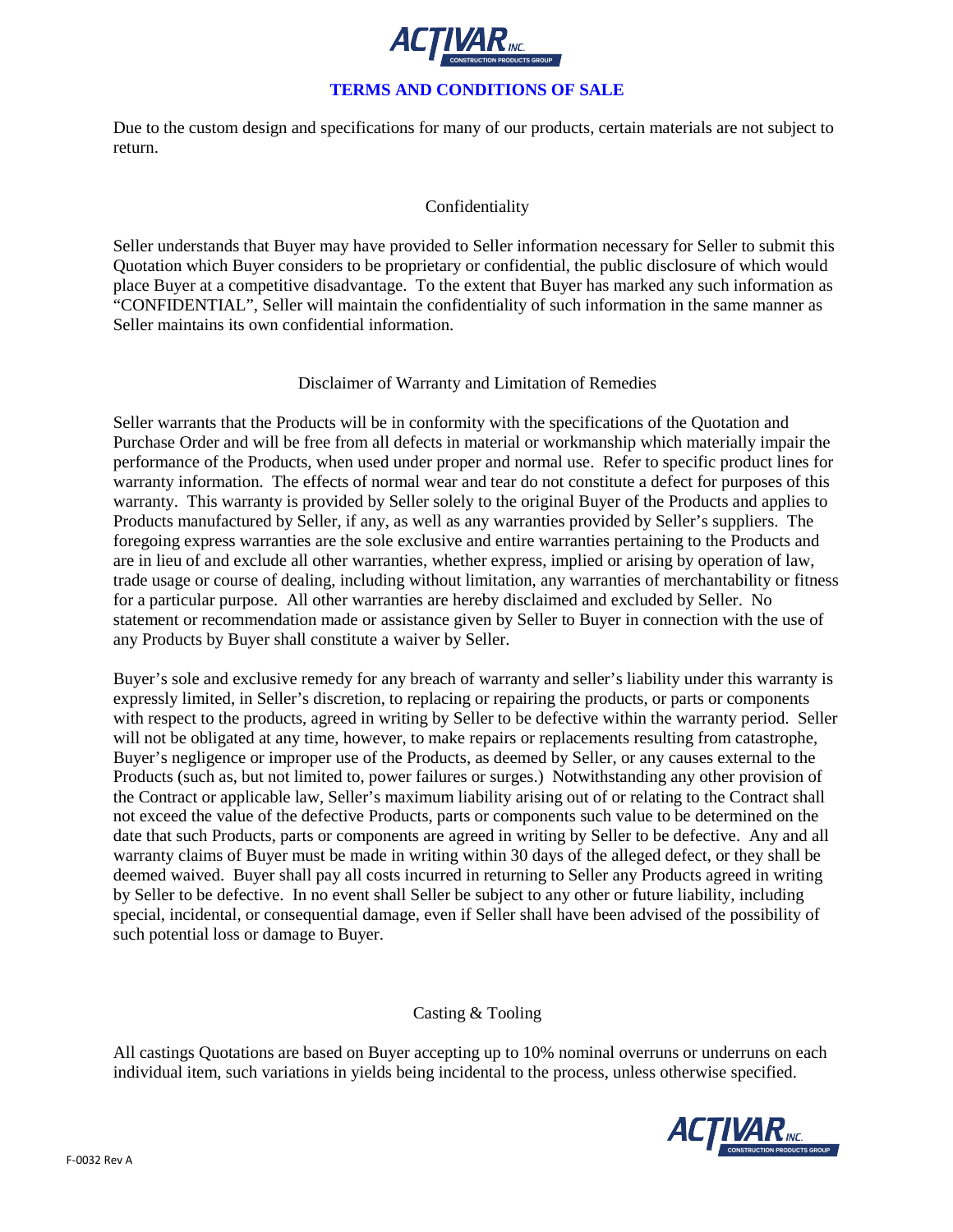# TERMS AND CONDITIONS OF SALE

Due to the custom design and specifications for many of our products, certain materials are not subject to return.

## Confidentiality

Seller understands that Buyer may have provided to Seller information necessary for Seller to submit this Quotation which Buyer considers to be proprietary or confidential, the public disclosure of which would place Buyer at a competitive disadvantage. To the extent that Buyer has marked any such information as "CONFIDENTIAL", Seller will maintain the confidentiality of such information in the same manner as Seller maintains its own confidential information.

## Disclaimer of Warranty and Limitation of Remedies

Seller warrants that the Products will be in conformity with the specifications of the Quotation and Purchase Order and will be free from all defects in material or workmanship which materially impair the performance of the Products, when used under proper and normal use. Refer to specific product lines for warranty information. The effects of normal wear and tear do not constitute a defect for purposes of this warranty. This warranty is provided by Seller solely to the original Buyer of the Products and applies to Products manufactured by Seller, if any, as well as any warranties provided by Seller's suppliers. The foregoing express warranties are the sole exclusive and entire warranties pertaining to the Products and are in lieu of and exclude all other warranties, whether express, implied or arising by operation of law, trade usage or course of dealing, including without limitation, any warranties of merchantability or fitness for a particular purpose. All other warranties are hereby disclaimed and excluded by Seller. No statement or recommendation made or assistance given by Seller to Buyer in connection with the use of any Products by Buyer shall constitute a waiver by Seller.

Buyer's sole and exclusive remedy for any breach of warranty and seller's liability under this warranty is expressly limited, in Seller's discretion, to replacing or repairing the products, or parts or components with respect to the products, agreed in writing by Seller to be defective within the warranty period. Seller will not be obligated at any time, however, to make repairs or replacements resulting from catastrophe, Buyer's negligence or improper use of the Products, as deemed by Seller, or any causes external to the Products (such as, but not limited to, power failures or surges.) Notwithstanding any other provision of the Contract or applicable law, Seller's maximum liability arising out of or relating to the Contract shall not exceed the value of the defective Products, parts or components such value to be determined on the date that such Products, parts or components are agreed in writing by Seller to be defective. Any and all warranty claims of Buyer must be made in writing within 30 days of the alleged defect, or they shall be deemed waived. Buyer shall pay all costs incurred in returning to Seller any Products agreed in writing by Seller to be defective. In no event shall Seller be subject to any other or future liability, including special, incidental, or consequential damage, even if Seller shall have been advised of the possibility of such potential loss or damage to Buyer.

## Casting & Tooling

All castings Quotations are based on Buyer accepting up to 10% nominal overruns or underruns on each individual item, such variations in yields being incidental to the process, unless otherwise specified.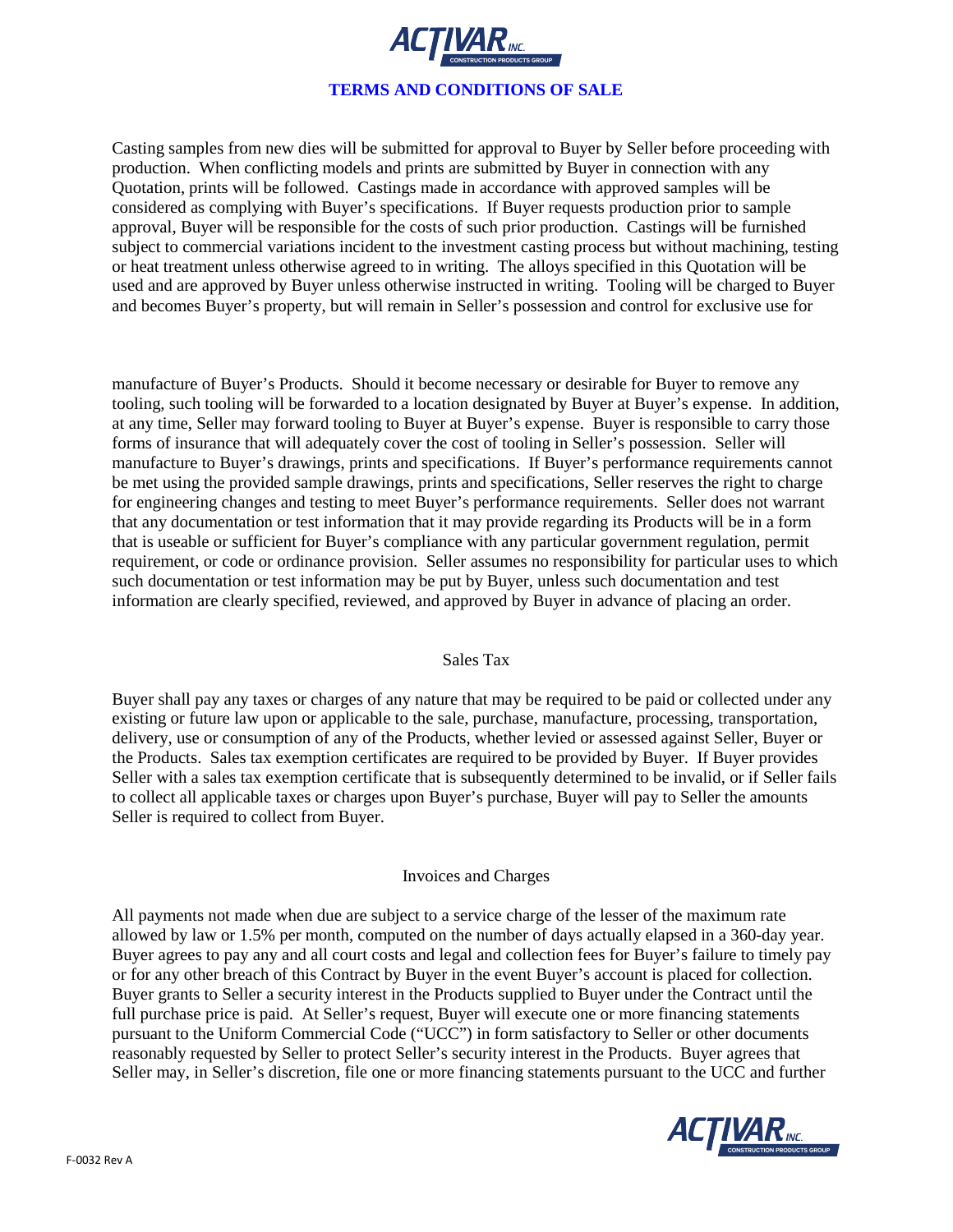Casting samples from new dies will be submitted for approval to Buyer by Seller before proceeding with production. When conflicting models and prints are submitted by Buyer in connection with any Quotation, prints will be followed. Castings made in accordance with approved samples will be considered as complying with Buyer's specifications. If Buyer requests production prior to sample approval, Buyer will be responsible for the costs of such prior production. Castings will be furnished subject to commercial variations incident to the investment casting process but without machining, testing or heat treatment unless otherwise agreed to in writing. The alloys specified in this Quotation will be used and are approved by Buyer unless otherwise instructed in writing. Tooling will be charged to Buyer and becomes Buyer's property, but will remain in Seller's possession and control for exclusive use for manufacture of Buyer's Products. Should it become necessary or desirable for Buyer to remove any tooling, such tooling will be forwarded to a location designated by Buyer at Buyer's expense. In addition, at any time, Seller may forward tooling to Buyer at Buyer's expense. Buyer is responsible to carry those forms of insurance that will adequately cover the cost of tooling in Seller's possession. Seller will manufacture to Buyer's drawings, prints and specifications. If Buyer's performance requirements cannot be met using the provided sample drawings, prints and specifications, Seller reserves the right to charge for engineering changes and testing to meet Buyer's performance requirements. Seller does not warrant that any documentation or test information that it may provide regarding its Products will be in a form that is useable or sufficient for Buyer's compliance with any particular government regulation, permit requirement, or code or ordinance provision. Seller assumes no responsibility for particular uses to which such documentation or test information may be put by Buyer, unless such documentation and test information are clearly specified, reviewed, and approved by Buyer in advance of placing an order.

## Sales Tax

Buyer shall pay any taxes or charges of any nature that may be required to be paid or collected under any existing or future law upon or applicable to the sale, purchase, manufacture, processing, transportation, delivery, use or consumption of any of the Products, whether levied or assessed against Seller, Buyer or the Products. Sales tax exemption certificates are required to be provided by Buyer. If Buyer provides Seller with a sales tax exemption certificate that is subsequently determined to be invalid, or if Seller fails to collect all applicable taxes or charges upon Buyer's purchase, Buyer will pay to Seller the amounts Seller is required to collect from Buyer.

## Invoices and Charges

All payments not made when due are subject to a service charge of the lesser of the maximum rate allowed by law or 1.5% per month, computed on the number of days actually elapsed in a 360-day year. Buyer agrees to pay any and all court costs and legal and collection fees for Buyer's failure to timely pay or for any other breach of this Contract by Buyer in the event Buyer's account is placed for collection. Buyer grants to Seller a security interest in the Products supplied to Buyer under the Contract until the full purchase price is paid. At Seller's request, Buyer will execute one or more financing statements pursuant to the Uniform Commercial Code ("UCC") in form satisfactory to Seller or other documents reasonably requested by Seller to protect Seller's security interest in the Products. Buyer agrees that Seller may, in Seller's discretion, file one or more financing statements pursuant to the UCC and further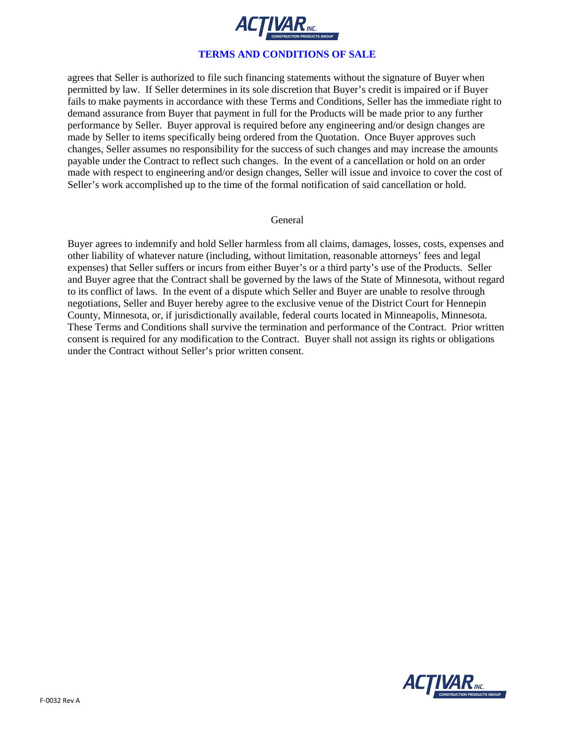agrees that Seller is authorized to file such financing statements without the signature of Buyer when permitted by law. If Seller determines in its sole discretion that Buyer's credit is impaired or if Buyer fails to make payments in accordance with these Terms and Conditions, Seller has the immediate right to demand assurance from Buyer that payment in full for the Products will be made prior to any further performance by Seller. Buyer approval is required before any engineering and/or design changes are made by Seller to items specifically being ordered from the Quotation. Once Buyer approves such changes, Seller assumes no responsibility for the success of such changes and may increase the amounts payable under the Contract to reflect such changes. In the event of a cancellation or hold on an order made with respect to engineering and/or design changes, Seller will issue and invoice to cover the cost of Seller's work accomplished up to the time of the formal notification of said cancellation or hold.

## General

Buyer agrees to indemnify and hold Seller harmless from all claims, damages, losses, costs, expenses and other liability of whatever nature (including, without limitation, reasonable attorneys' fees and legal expenses) that Seller suffers or incurs from either Buyer's or a third party's use of the Products. Seller and Buyer agree that the Contract shall be governed by the laws of the State of Minnesota, without regard to its conflict of laws. In the event of a dispute which Seller and Buyer are unable to resolve through negotiations, Seller and Buyer hereby agree to the exclusive venue of the District Court for Hennepin County, Minnesota, or, if jurisdictionally available, federal courts located in Minneapolis, Minnesota. These Terms and Conditions shall survive the termination and performance of the Contract. Prior written consent is required for any modification to the Contract. Buyer shall not assign its rights or obligations under the Contract without Seller's prior written consent.